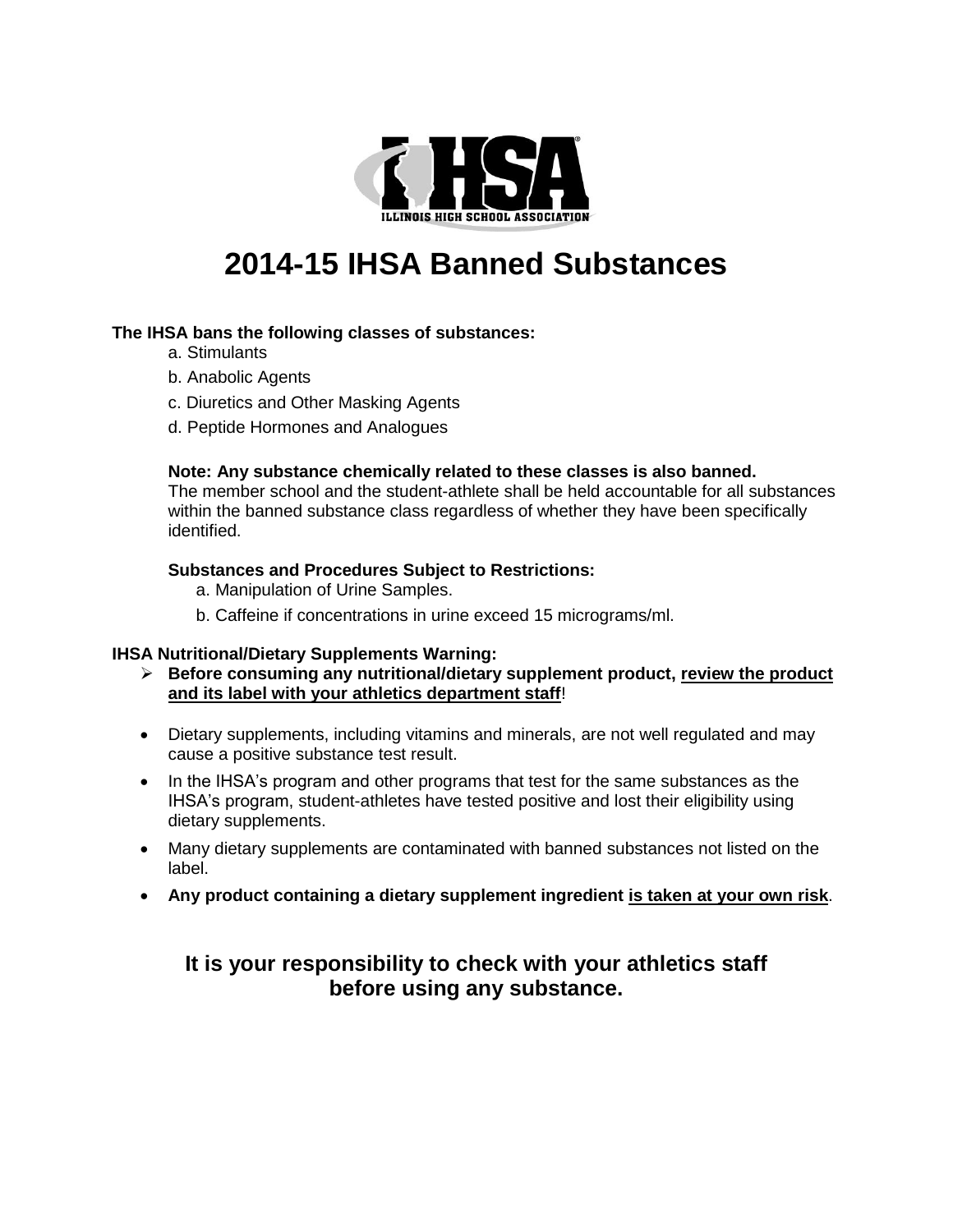# 2014-15 IHSA Banned Substances

**The IHSA bans the following classes of substances:**

a. Stimulants

b. Anabolic Agents

c. Diuretics and Other Masking Agents

d. Peptide Hormones and Analogues

**Note: Any substance chemically related to these classes is also banned.** The member school and the student-athlete shall be held accountable for all substances within the banned substance class regardless of whether they have been specifically identified.

**Substances and Procedures Subject to Restrictions:**

a. Manipulation of Urine Samples.

b. Caffeine if concentrations in urine exceed 15 micrograms/ml.

**IHSA Nutritional/Dietary Supplements Warning:**

- **Before consuming any nutritional/dietary supplement product, <u>review the product and its label with your athletics department staff</u>**!

- Dietary supplements, including vitamins and minerals, are not well regulated and may cause a positive substance test result.
- In the IHSA's program and other programs that test for the same substances as the IHSA's program, student-athletes have tested positive and lost their eligibility using dietary supplements.
- Many dietary supplements are contaminated with banned substances not listed on the label.
- **Any product containing a dietary supplement ingredient <u>is taken at your own risk</u>**.

**It is your responsibility to check with your athletics staff before using any substance.**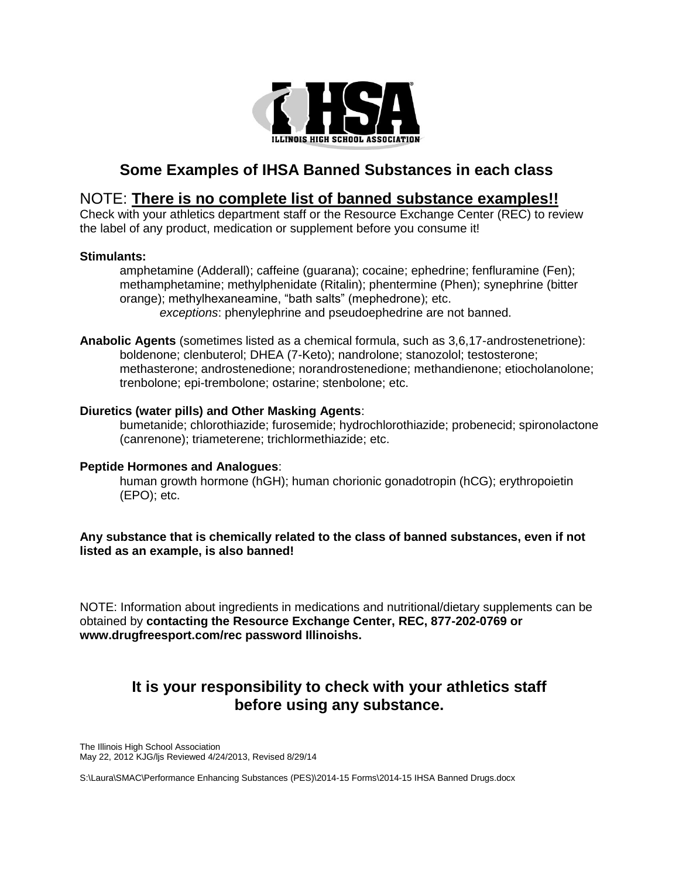## Some Examples of IHSA Banned Substances in each class

NOTE: **There is no complete list of banned substance examples!!**
Check with your athletics department staff or the Resource Exchange Center (REC) to review the label of any product, medication or supplement before you consume it!

**Stimulants:**

amphetamine (Adderall); caffeine (guarana); cocaine; ephedrine; fenfluramine (Fen); methamphetamine; methylphenidate (Ritalin); phentermine (Phen); synephrine (bitter orange); methylhexaneamine, "bath salts" (mephedrone); etc.

*exceptions*: phenylephrine and pseudoephedrine are not banned.

**Anabolic Agents** (sometimes listed as a chemical formula, such as 3,6,17-androstenetrione):

boldenone; clenbuterol; DHEA (7-Keto); nandrolone; stanozolol; testosterone; methasterone; androstenedione; norandrostenedione; methandienone; etiocholanolone; trenbolone; epi-trembolone; ostarine; stenbolone; etc.

**Diuretics (water pills) and Other Masking Agents**:

bumetanide; chlorothiazide; furosemide; hydrochlorothiazide; probenecid; spironolactone (canrenone); triameterene; trichlormethiazide; etc.

**Peptide Hormones and Analogues**:

human growth hormone (hGH); human chorionic gonadotropin (hCG); erythropoietin (EPO); etc.

**Any substance that is chemically related to the class of banned substances, even if not listed as an example, is also banned!**

NOTE: Information about ingredients in medications and nutritional/dietary supplements can be obtained by **contacting the Resource Exchange Center, REC, 877-202-0769 or www.drugfreesport.com/rec password Illinoishs.**

## It is your responsibility to check with your athletics staff before using any substance.

The Illinois High School Association
May 22, 2012 KJG/ljs Reviewed 4/24/2013, Revised 8/29/14

S:\Laura\SMAC\Performance Enhancing Substances (PES)\2014-15 Forms\2014-15 IHSA Banned Drugs.docx